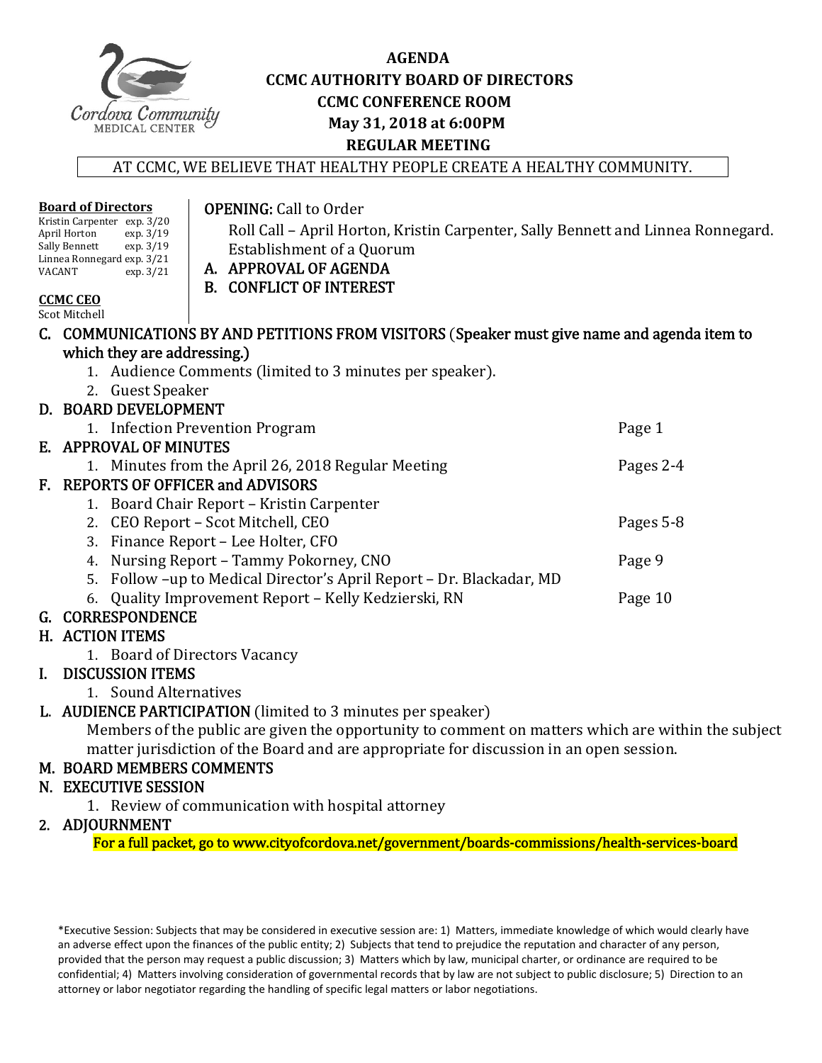Cordova Community MEDICAL CENTER

# AGENDA
## CCMC AUTHORITY BOARD OF DIRECTORS
## CCMC CONFERENCE ROOM
## May 31, 2018 at 6:00PM
## REGULAR MEETING

AT CCMC, WE BELIEVE THAT HEALTHY PEOPLE CREATE A HEALTHY COMMUNITY.

**Board of Directors**

| Name | Term |
|---|---|
| Kristin Carpenter | exp. 3/20 |
| April Horton | exp. 3/19 |
| Sally Bennett | exp. 3/19 |
| Linnea Ronnegard | exp. 3/21 |
| VACANT | exp. 3/21 |

**CCMC CEO**
Scot Mitchell

**OPENING:** Call to Order
Roll Call – April Horton, Kristin Carpenter, Sally Bennett and Linnea Ronnegard.
Establishment of a Quorum

A. APPROVAL OF AGENDA

B. CONFLICT OF INTEREST

C. COMMUNICATIONS BY AND PETITIONS FROM VISITORS (Speaker must give name and agenda item to which they are addressing.)
   1. Audience Comments (limited to 3 minutes per speaker).
   2. Guest Speaker

D. BOARD DEVELOPMENT
   1. Infection Prevention Program — Page 1

E. APPROVAL OF MINUTES
   1. Minutes from the April 26, 2018 Regular Meeting — Pages 2-4

F. REPORTS OF OFFICER and ADVISORS
   1. Board Chair Report – Kristin Carpenter
   2. CEO Report – Scot Mitchell, CEO — Pages 5-8
   3. Finance Report – Lee Holter, CFO
   4. Nursing Report – Tammy Pokorney, CNO — Page 9
   5. Follow –up to Medical Director's April Report – Dr. Blackadar, MD
   6. Quality Improvement Report – Kelly Kedzierski, RN — Page 10

G. CORRESPONDENCE

H. ACTION ITEMS
   1. Board of Directors Vacancy

I. DISCUSSION ITEMS
   1. Sound Alternatives

L. AUDIENCE PARTICIPATION (limited to 3 minutes per speaker)
   Members of the public are given the opportunity to comment on matters which are within the subject matter jurisdiction of the Board and are appropriate for discussion in an open session.

M. BOARD MEMBERS COMMENTS

N. EXECUTIVE SESSION
   1. Review of communication with hospital attorney

2. ADJOURNMENT

**For a full packet, go to www.cityofcordova.net/government/boards-commissions/health-services-board**

*Executive Session: Subjects that may be considered in executive session are: 1) Matters, immediate knowledge of which would clearly have an adverse effect upon the finances of the public entity; 2) Subjects that tend to prejudice the reputation and character of any person, provided that the person may request a public discussion; 3) Matters which by law, municipal charter, or ordinance are required to be confidential; 4) Matters involving consideration of governmental records that by law are not subject to public disclosure; 5) Direction to an attorney or labor negotiator regarding the handling of specific legal matters or labor negotiations.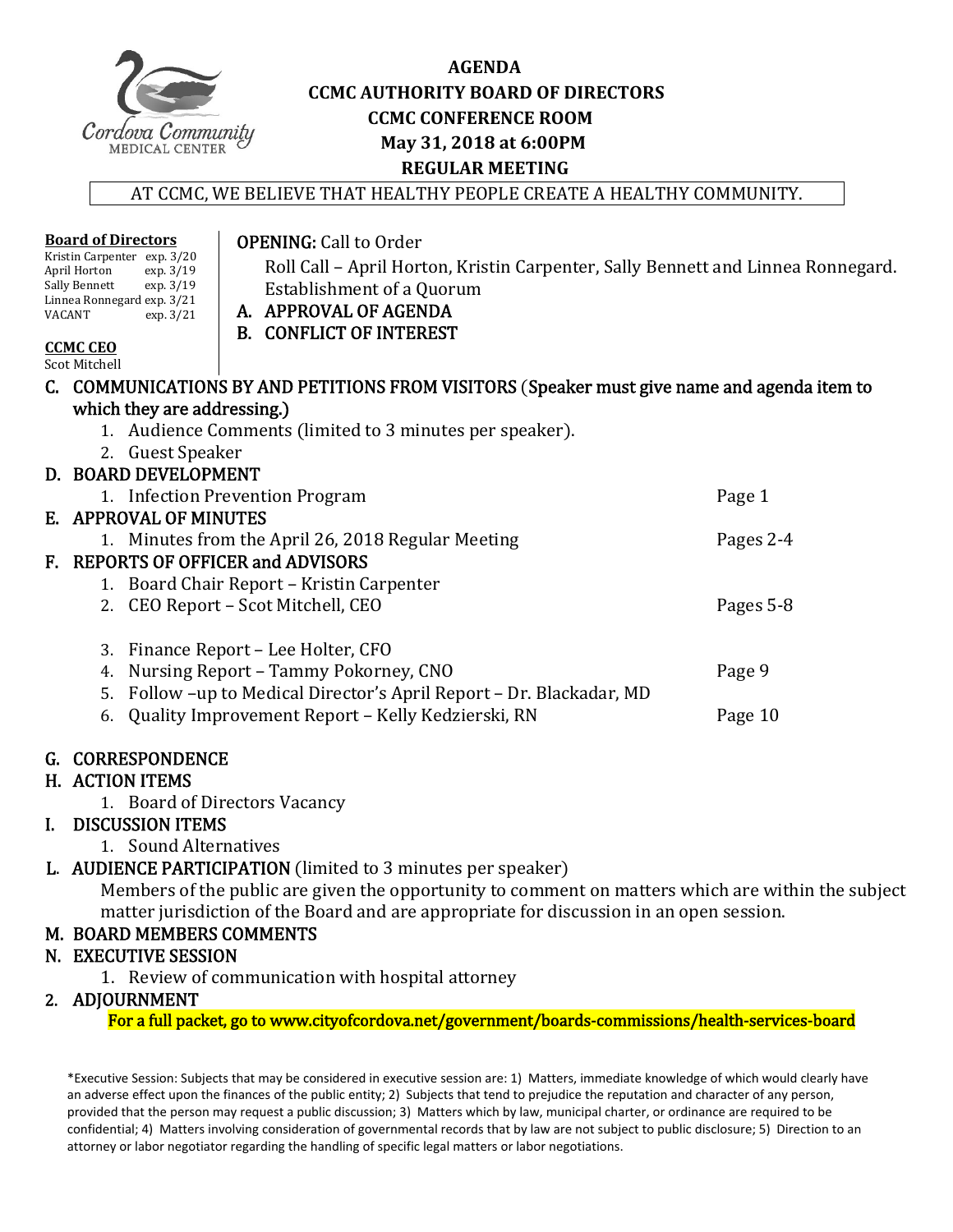Cordova Community MEDICAL CENTER

# AGENDA
## CCMC AUTHORITY BOARD OF DIRECTORS
## CCMC CONFERENCE ROOM
## May 31, 2018 at 6:00PM
## REGULAR MEETING

AT CCMC, WE BELIEVE THAT HEALTHY PEOPLE CREATE A HEALTHY COMMUNITY.

**Board of Directors**

| | |
|---|---|
| Kristin Carpenter | exp. 3/20 |
| April Horton | exp. 3/19 |
| Sally Bennett | exp. 3/19 |
| Linnea Ronnegard | exp. 3/21 |
| VACANT | exp. 3/21 |

**CCMC CEO**
Scot Mitchell

**OPENING:** Call to Order

Roll Call – April Horton, Kristin Carpenter, Sally Bennett and Linnea Ronnegard.
Establishment of a Quorum

**A. APPROVAL OF AGENDA**

**B. CONFLICT OF INTEREST**

**C. COMMUNICATIONS BY AND PETITIONS FROM VISITORS** (**Speaker must give name and agenda item to which they are addressing.)**

1. Audience Comments (limited to 3 minutes per speaker).
2. Guest Speaker

**D. BOARD DEVELOPMENT**

1. Infection Prevention Program — Page 1

**E. APPROVAL OF MINUTES**

1. Minutes from the April 26, 2018 Regular Meeting — Pages 2-4

**F. REPORTS OF OFFICER and ADVISORS**

1. Board Chair Report – Kristin Carpenter
2. CEO Report – Scot Mitchell, CEO — Pages 5-8
3. Finance Report – Lee Holter, CFO
4. Nursing Report – Tammy Pokorney, CNO — Page 9
5. Follow –up to Medical Director's April Report – Dr. Blackadar, MD
6. Quality Improvement Report – Kelly Kedzierski, RN — Page 10

**G. CORRESPONDENCE**

**H. ACTION ITEMS**

1. Board of Directors Vacancy

**I. DISCUSSION ITEMS**

1. Sound Alternatives

**L. AUDIENCE PARTICIPATION** (limited to 3 minutes per speaker)

Members of the public are given the opportunity to comment on matters which are within the subject matter jurisdiction of the Board and are appropriate for discussion in an open session.

**M. BOARD MEMBERS COMMENTS**

**N. EXECUTIVE SESSION**

1. Review of communication with hospital attorney

**2. ADJOURNMENT**

**For a full packet, go to www.cityofcordova.net/government/boards-commissions/health-services-board**

*Executive Session: Subjects that may be considered in executive session are: 1) Matters, immediate knowledge of which would clearly have an adverse effect upon the finances of the public entity; 2) Subjects that tend to prejudice the reputation and character of any person, provided that the person may request a public discussion; 3) Matters which by law, municipal charter, or ordinance are required to be confidential; 4) Matters involving consideration of governmental records that by law are not subject to public disclosure; 5) Direction to an attorney or labor negotiator regarding the handling of specific legal matters or labor negotiations.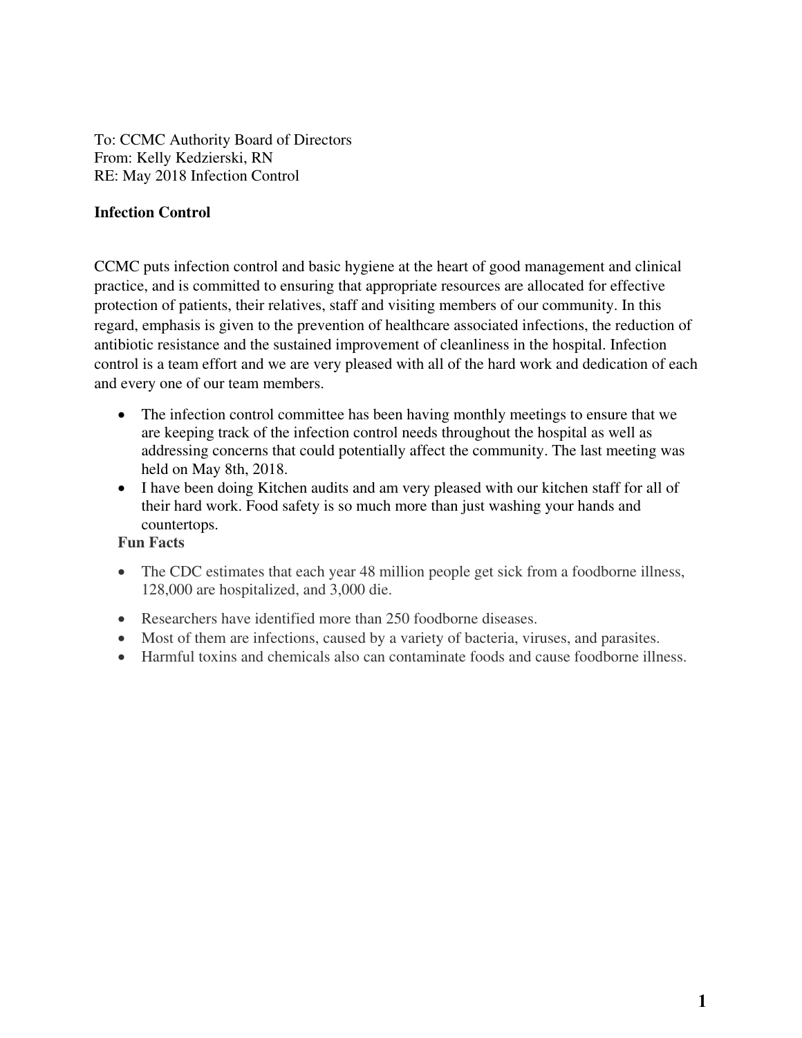To: CCMC Authority Board of Directors
From: Kelly Kedzierski, RN
RE: May 2018 Infection Control

**Infection Control**

CCMC puts infection control and basic hygiene at the heart of good management and clinical practice, and is committed to ensuring that appropriate resources are allocated for effective protection of patients, their relatives, staff and visiting members of our community. In this regard, emphasis is given to the prevention of healthcare associated infections, the reduction of antibiotic resistance and the sustained improvement of cleanliness in the hospital. Infection control is a team effort and we are very pleased with all of the hard work and dedication of each and every one of our team members.

- The infection control committee has been having monthly meetings to ensure that we are keeping track of the infection control needs throughout the hospital as well as addressing concerns that could potentially affect the community. The last meeting was held on May 8th, 2018.
- I have been doing Kitchen audits and am very pleased with our kitchen staff for all of their hard work. Food safety is so much more than just washing your hands and countertops.

**Fun Facts**

- The CDC estimates that each year 48 million people get sick from a foodborne illness, 128,000 are hospitalized, and 3,000 die.
- Researchers have identified more than 250 foodborne diseases.
- Most of them are infections, caused by a variety of bacteria, viruses, and parasites.
- Harmful toxins and chemicals also can contaminate foods and cause foodborne illness.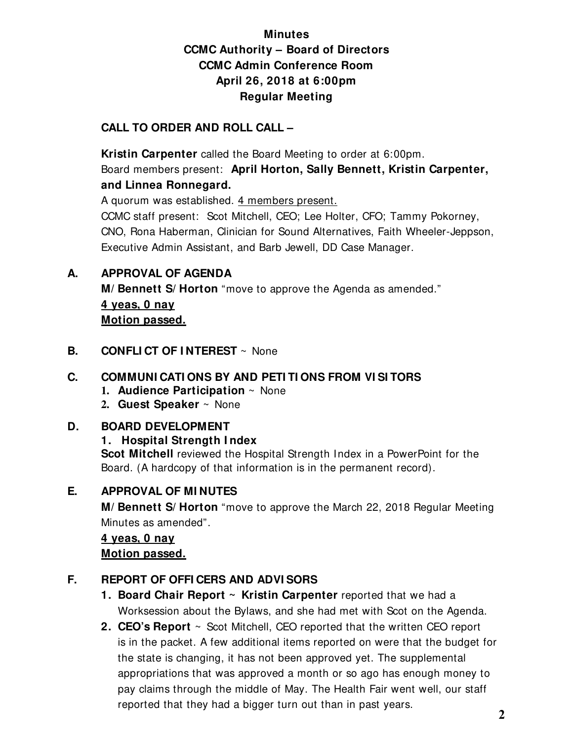**Minutes**
**CCMC Authority – Board of Directors**
**CCMC Admin Conference Room**
**April 26, 2018 at 6:00pm**
**Regular Meeting**

**CALL TO ORDER AND ROLL CALL –**

**Kristin Carpenter** called the Board Meeting to order at 6:00pm.
Board members present: **April Horton, Sally Bennett, Kristin Carpenter, and Linnea Ronnegard.**
A quorum was established. <u>4 members present.</u>
CCMC staff present: Scot Mitchell, CEO; Lee Holter, CFO; Tammy Pokorney, CNO, Rona Haberman, Clinician for Sound Alternatives, Faith Wheeler-Jeppson, Executive Admin Assistant, and Barb Jewell, DD Case Manager.

**A. APPROVAL OF AGENDA**
**M/Bennett S/Horton** "move to approve the Agenda as amended."
<u>**4 yeas, 0 nay**</u>
<u>**Motion passed.**</u>

**B. CONFLICT OF INTEREST** ~ None

**C. COMMUNICATIONS BY AND PETITIONS FROM VISITORS**
1. **Audience Participation** ~ None
2. **Guest Speaker** ~ None

**D. BOARD DEVELOPMENT**
**1. Hospital Strength Index**
**Scot Mitchell** reviewed the Hospital Strength Index in a PowerPoint for the Board. (A hardcopy of that information is in the permanent record).

**E. APPROVAL OF MINUTES**
**M/Bennett S/Horton** "move to approve the March 22, 2018 Regular Meeting Minutes as amended".
<u>**4 yeas, 0 nay**</u>
<u>**Motion passed.**</u>

**F. REPORT OF OFFICERS AND ADVISORS**
1. **Board Chair Report ~ Kristin Carpenter** reported that we had a Worksession about the Bylaws, and she had met with Scot on the Agenda.
2. **CEO's Report** ~ Scot Mitchell, CEO reported that the written CEO report is in the packet. A few additional items reported on were that the budget for the state is changing, it has not been approved yet. The supplemental appropriations that was approved a month or so ago has enough money to pay claims through the middle of May. The Health Fair went well, our staff reported that they had a bigger turn out than in past years.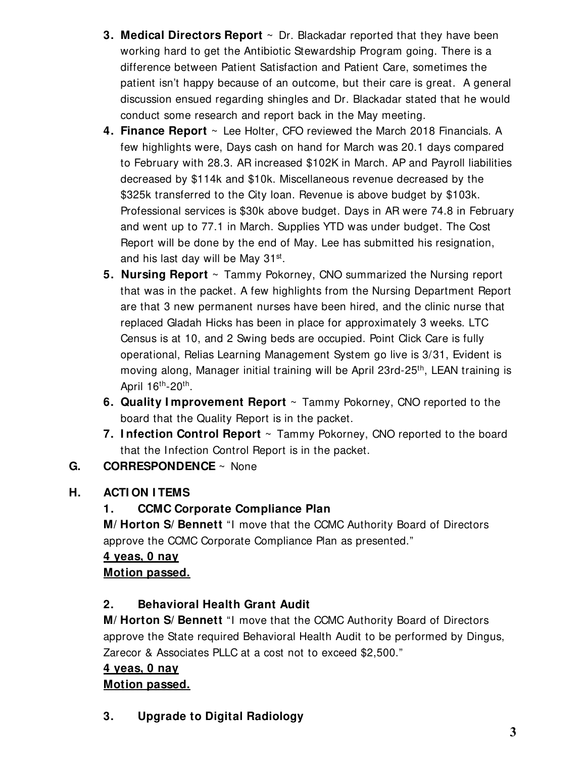3. **Medical Directors Report** ~ Dr. Blackadar reported that they have been working hard to get the Antibiotic Stewardship Program going. There is a difference between Patient Satisfaction and Patient Care, sometimes the patient isn't happy because of an outcome, but their care is great. A general discussion ensued regarding shingles and Dr. Blackadar stated that he would conduct some research and report back in the May meeting.
4. **Finance Report** ~ Lee Holter, CFO reviewed the March 2018 Financials. A few highlights were, Days cash on hand for March was 20.1 days compared to February with 28.3. AR increased $102K in March. AP and Payroll liabilities decreased by $114k and $10k. Miscellaneous revenue decreased by the $325k transferred to the City loan. Revenue is above budget by $103k. Professional services is $30k above budget. Days in AR were 74.8 in February and went up to 77.1 in March. Supplies YTD was under budget. The Cost Report will be done by the end of May. Lee has submitted his resignation, and his last day will be May 31st.
5. **Nursing Report** ~ Tammy Pokorney, CNO summarized the Nursing report that was in the packet. A few highlights from the Nursing Department Report are that 3 new permanent nurses have been hired, and the clinic nurse that replaced Gladah Hicks has been in place for approximately 3 weeks. LTC Census is at 10, and 2 Swing beds are occupied. Point Click Care is fully operational, Relias Learning Management System go live is 3/31, Evident is moving along, Manager initial training will be April 23rd-25th, LEAN training is April 16th-20th.
6. **Quality Improvement Report** ~ Tammy Pokorney, CNO reported to the board that the Quality Report is in the packet.
7. **Infection Control Report** ~ Tammy Pokorney, CNO reported to the board that the Infection Control Report is in the packet.

**G. CORRESPONDENCE** ~ None

**H. ACTION ITEMS**

**1. CCMC Corporate Compliance Plan**

**M/Horton S/Bennett** "I move that the CCMC Authority Board of Directors approve the CCMC Corporate Compliance Plan as presented."

**4 yeas, 0 nay**

**Motion passed.**

**2. Behavioral Health Grant Audit**

**M/Horton S/Bennett** "I move that the CCMC Authority Board of Directors approve the State required Behavioral Health Audit to be performed by Dingus, Zarecor & Associates PLLC at a cost not to exceed $2,500."

**4 yeas, 0 nay**

**Motion passed.**

**3. Upgrade to Digital Radiology**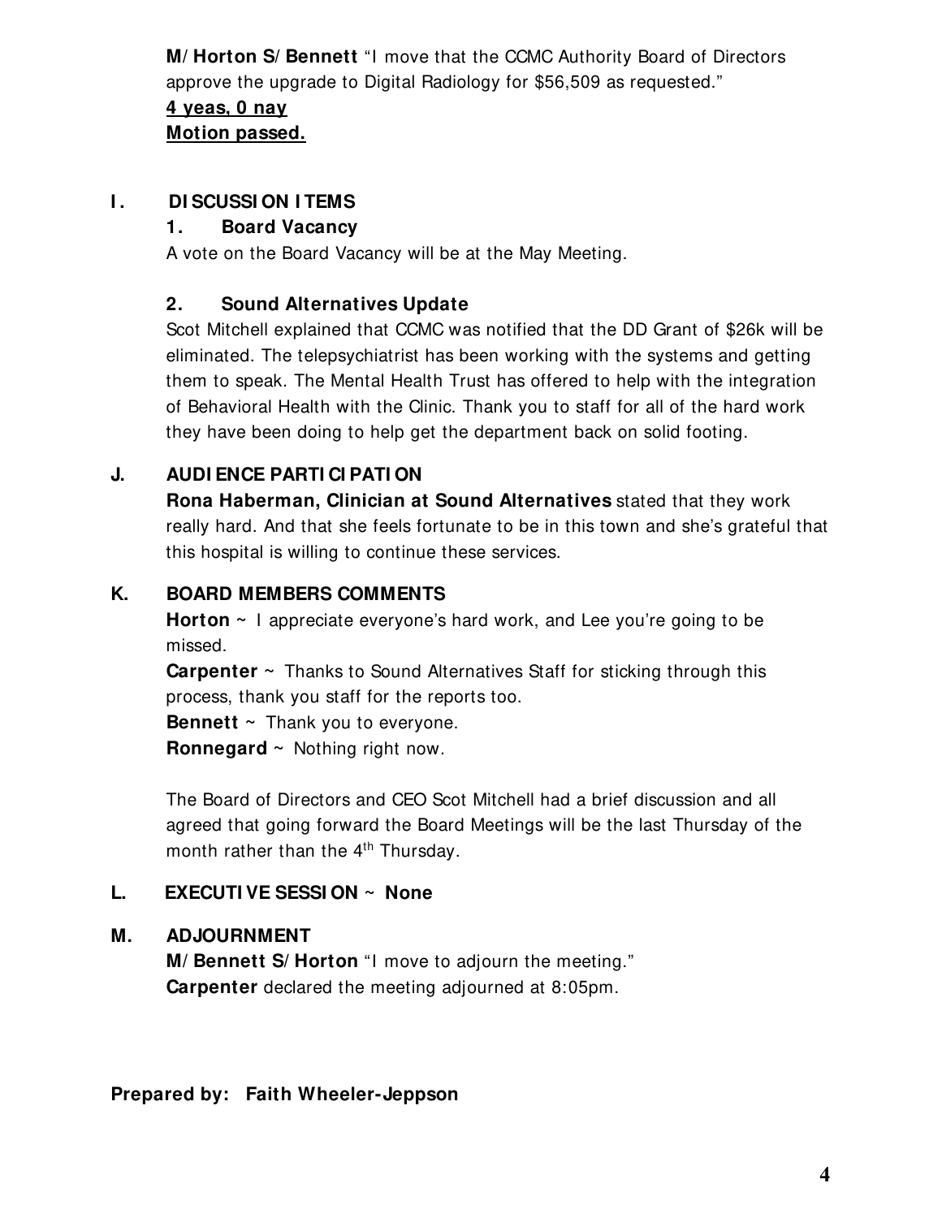**M/Horton S/Bennett** "I move that the CCMC Authority Board of Directors approve the upgrade to Digital Radiology for $56,509 as requested."

**4 yeas, 0 nay**

**Motion passed.**

## I. DISCUSSION ITEMS

### 1. Board Vacancy

A vote on the Board Vacancy will be at the May Meeting.

### 2. Sound Alternatives Update

Scot Mitchell explained that CCMC was notified that the DD Grant of $26k will be eliminated. The telepsychiatrist has been working with the systems and getting them to speak. The Mental Health Trust has offered to help with the integration of Behavioral Health with the Clinic. Thank you to staff for all of the hard work they have been doing to help get the department back on solid footing.

## J. AUDIENCE PARTICIPATION

**Rona Haberman, Clinician at Sound Alternatives** stated that they work really hard. And that she feels fortunate to be in this town and she's grateful that this hospital is willing to continue these services.

## K. BOARD MEMBERS COMMENTS

**Horton** ~ I appreciate everyone's hard work, and Lee you're going to be missed.

**Carpenter** ~ Thanks to Sound Alternatives Staff for sticking through this process, thank you staff for the reports too.

**Bennett** ~ Thank you to everyone.

**Ronnegard** ~ Nothing right now.

The Board of Directors and CEO Scot Mitchell had a brief discussion and all agreed that going forward the Board Meetings will be the last Thursday of the month rather than the 4th Thursday.

## L. EXECUTIVE SESSION ~ None

## M. ADJOURNMENT

**M/Bennett S/Horton** "I move to adjourn the meeting."

**Carpenter** declared the meeting adjourned at 8:05pm.

**Prepared by: Faith Wheeler-Jeppson**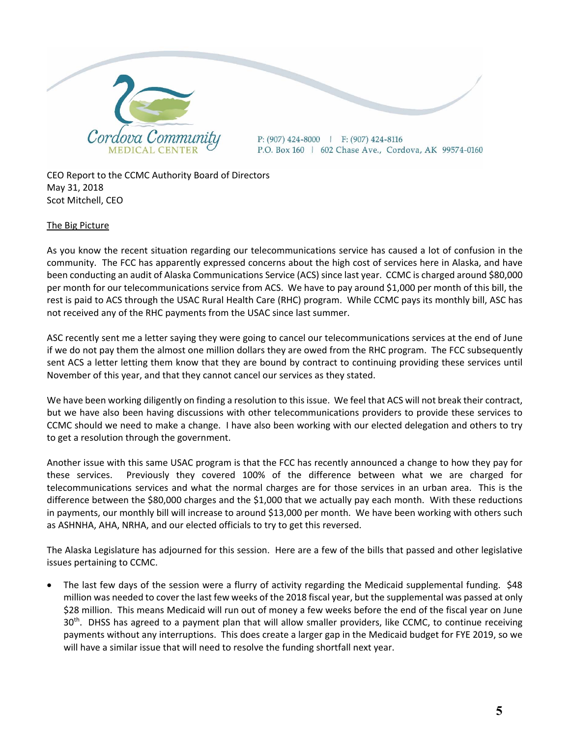Cordova Community MEDICAL CENTER

P: (907) 424-8000 | F: (907) 424-8116
P.O. Box 160 | 602 Chase Ave., Cordova, AK 99574-0160

CEO Report to the CCMC Authority Board of Directors
May 31, 2018
Scot Mitchell, CEO

## The Big Picture

As you know the recent situation regarding our telecommunications service has caused a lot of confusion in the community. The FCC has apparently expressed concerns about the high cost of services here in Alaska, and have been conducting an audit of Alaska Communications Service (ACS) since last year. CCMC is charged around $80,000 per month for our telecommunications service from ACS. We have to pay around $1,000 per month of this bill, the rest is paid to ACS through the USAC Rural Health Care (RHC) program. While CCMC pays its monthly bill, ASC has not received any of the RHC payments from the USAC since last summer.

ASC recently sent me a letter saying they were going to cancel our telecommunications services at the end of June if we do not pay them the almost one million dollars they are owed from the RHC program. The FCC subsequently sent ACS a letter letting them know that they are bound by contract to continuing providing these services until November of this year, and that they cannot cancel our services as they stated.

We have been working diligently on finding a resolution to this issue. We feel that ACS will not break their contract, but we have also been having discussions with other telecommunications providers to provide these services to CCMC should we need to make a change. I have also been working with our elected delegation and others to try to get a resolution through the government.

Another issue with this same USAC program is that the FCC has recently announced a change to how they pay for these services. Previously they covered 100% of the difference between what we are charged for telecommunications services and what the normal charges are for those services in an urban area. This is the difference between the $80,000 charges and the $1,000 that we actually pay each month. With these reductions in payments, our monthly bill will increase to around $13,000 per month. We have been working with others such as ASHNHA, AHA, NRHA, and our elected officials to try to get this reversed.

The Alaska Legislature has adjourned for this session. Here are a few of the bills that passed and other legislative issues pertaining to CCMC.

- The last few days of the session were a flurry of activity regarding the Medicaid supplemental funding. $48 million was needed to cover the last few weeks of the 2018 fiscal year, but the supplemental was passed at only $28 million. This means Medicaid will run out of money a few weeks before the end of the fiscal year on June 30th. DHSS has agreed to a payment plan that will allow smaller providers, like CCMC, to continue receiving payments without any interruptions. This does create a larger gap in the Medicaid budget for FYE 2019, so we will have a similar issue that will need to resolve the funding shortfall next year.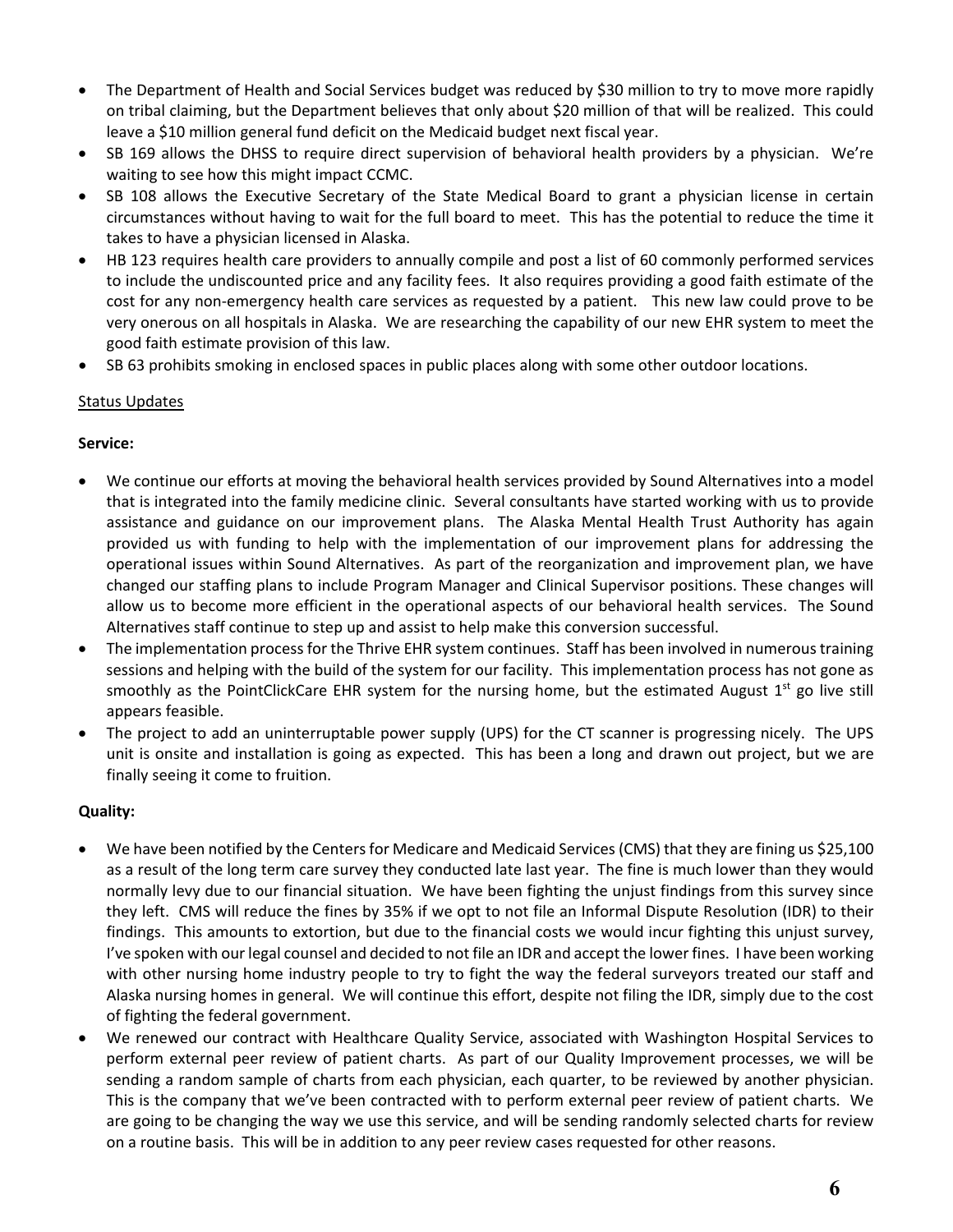- The Department of Health and Social Services budget was reduced by $30 million to try to move more rapidly on tribal claiming, but the Department believes that only about $20 million of that will be realized. This could leave a $10 million general fund deficit on the Medicaid budget next fiscal year.
- SB 169 allows the DHSS to require direct supervision of behavioral health providers by a physician. We're waiting to see how this might impact CCMC.
- SB 108 allows the Executive Secretary of the State Medical Board to grant a physician license in certain circumstances without having to wait for the full board to meet. This has the potential to reduce the time it takes to have a physician licensed in Alaska.
- HB 123 requires health care providers to annually compile and post a list of 60 commonly performed services to include the undiscounted price and any facility fees. It also requires providing a good faith estimate of the cost for any non-emergency health care services as requested by a patient. This new law could prove to be very onerous on all hospitals in Alaska. We are researching the capability of our new EHR system to meet the good faith estimate provision of this law.
- SB 63 prohibits smoking in enclosed spaces in public places along with some other outdoor locations.

Status Updates

**Service:**

- We continue our efforts at moving the behavioral health services provided by Sound Alternatives into a model that is integrated into the family medicine clinic. Several consultants have started working with us to provide assistance and guidance on our improvement plans. The Alaska Mental Health Trust Authority has again provided us with funding to help with the implementation of our improvement plans for addressing the operational issues within Sound Alternatives. As part of the reorganization and improvement plan, we have changed our staffing plans to include Program Manager and Clinical Supervisor positions. These changes will allow us to become more efficient in the operational aspects of our behavioral health services. The Sound Alternatives staff continue to step up and assist to help make this conversion successful.
- The implementation process for the Thrive EHR system continues. Staff has been involved in numerous training sessions and helping with the build of the system for our facility. This implementation process has not gone as smoothly as the PointClickCare EHR system for the nursing home, but the estimated August 1st go live still appears feasible.
- The project to add an uninterruptable power supply (UPS) for the CT scanner is progressing nicely. The UPS unit is onsite and installation is going as expected. This has been a long and drawn out project, but we are finally seeing it come to fruition.

**Quality:**

- We have been notified by the Centers for Medicare and Medicaid Services (CMS) that they are fining us $25,100 as a result of the long term care survey they conducted late last year. The fine is much lower than they would normally levy due to our financial situation. We have been fighting the unjust findings from this survey since they left. CMS will reduce the fines by 35% if we opt to not file an Informal Dispute Resolution (IDR) to their findings. This amounts to extortion, but due to the financial costs we would incur fighting this unjust survey, I've spoken with our legal counsel and decided to not file an IDR and accept the lower fines. I have been working with other nursing home industry people to try to fight the way the federal surveyors treated our staff and Alaska nursing homes in general. We will continue this effort, despite not filing the IDR, simply due to the cost of fighting the federal government.
- We renewed our contract with Healthcare Quality Service, associated with Washington Hospital Services to perform external peer review of patient charts. As part of our Quality Improvement processes, we will be sending a random sample of charts from each physician, each quarter, to be reviewed by another physician. This is the company that we've been contracted with to perform external peer review of patient charts. We are going to be changing the way we use this service, and will be sending randomly selected charts for review on a routine basis. This will be in addition to any peer review cases requested for other reasons.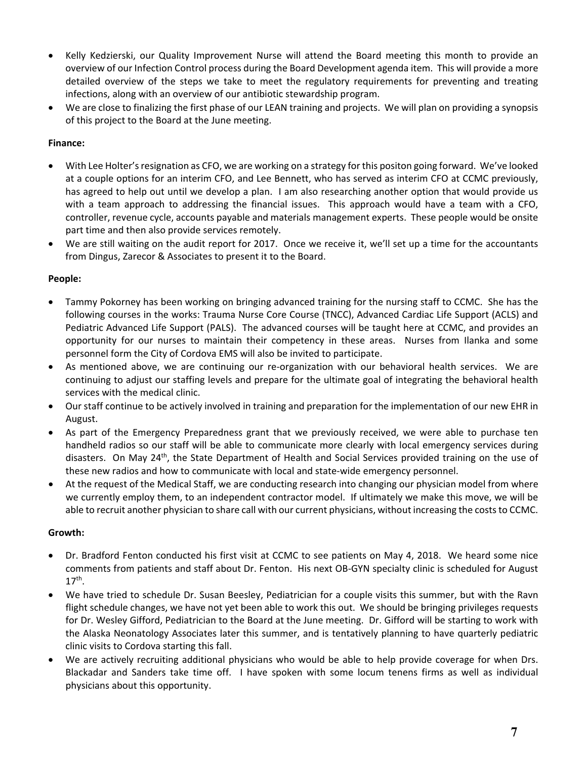- Kelly Kedzierski, our Quality Improvement Nurse will attend the Board meeting this month to provide an overview of our Infection Control process during the Board Development agenda item. This will provide a more detailed overview of the steps we take to meet the regulatory requirements for preventing and treating infections, along with an overview of our antibiotic stewardship program.
- We are close to finalizing the first phase of our LEAN training and projects. We will plan on providing a synopsis of this project to the Board at the June meeting.

**Finance:**

- With Lee Holter's resignation as CFO, we are working on a strategy for this positon going forward. We've looked at a couple options for an interim CFO, and Lee Bennett, who has served as interim CFO at CCMC previously, has agreed to help out until we develop a plan. I am also researching another option that would provide us with a team approach to addressing the financial issues. This approach would have a team with a CFO, controller, revenue cycle, accounts payable and materials management experts. These people would be onsite part time and then also provide services remotely.
- We are still waiting on the audit report for 2017. Once we receive it, we'll set up a time for the accountants from Dingus, Zarecor & Associates to present it to the Board.

**People:**

- Tammy Pokorney has been working on bringing advanced training for the nursing staff to CCMC. She has the following courses in the works: Trauma Nurse Core Course (TNCC), Advanced Cardiac Life Support (ACLS) and Pediatric Advanced Life Support (PALS). The advanced courses will be taught here at CCMC, and provides an opportunity for our nurses to maintain their competency in these areas. Nurses from Ilanka and some personnel form the City of Cordova EMS will also be invited to participate.
- As mentioned above, we are continuing our re-organization with our behavioral health services. We are continuing to adjust our staffing levels and prepare for the ultimate goal of integrating the behavioral health services with the medical clinic.
- Our staff continue to be actively involved in training and preparation for the implementation of our new EHR in August.
- As part of the Emergency Preparedness grant that we previously received, we were able to purchase ten handheld radios so our staff will be able to communicate more clearly with local emergency services during disasters. On May 24th, the State Department of Health and Social Services provided training on the use of these new radios and how to communicate with local and state-wide emergency personnel.
- At the request of the Medical Staff, we are conducting research into changing our physician model from where we currently employ them, to an independent contractor model. If ultimately we make this move, we will be able to recruit another physician to share call with our current physicians, without increasing the costs to CCMC.

**Growth:**

- Dr. Bradford Fenton conducted his first visit at CCMC to see patients on May 4, 2018. We heard some nice comments from patients and staff about Dr. Fenton. His next OB-GYN specialty clinic is scheduled for August 17th.
- We have tried to schedule Dr. Susan Beesley, Pediatrician for a couple visits this summer, but with the Ravn flight schedule changes, we have not yet been able to work this out. We should be bringing privileges requests for Dr. Wesley Gifford, Pediatrician to the Board at the June meeting. Dr. Gifford will be starting to work with the Alaska Neonatology Associates later this summer, and is tentatively planning to have quarterly pediatric clinic visits to Cordova starting this fall.
- We are actively recruiting additional physicians who would be able to help provide coverage for when Drs. Blackadar and Sanders take time off. I have spoken with some locum tenens firms as well as individual physicians about this opportunity.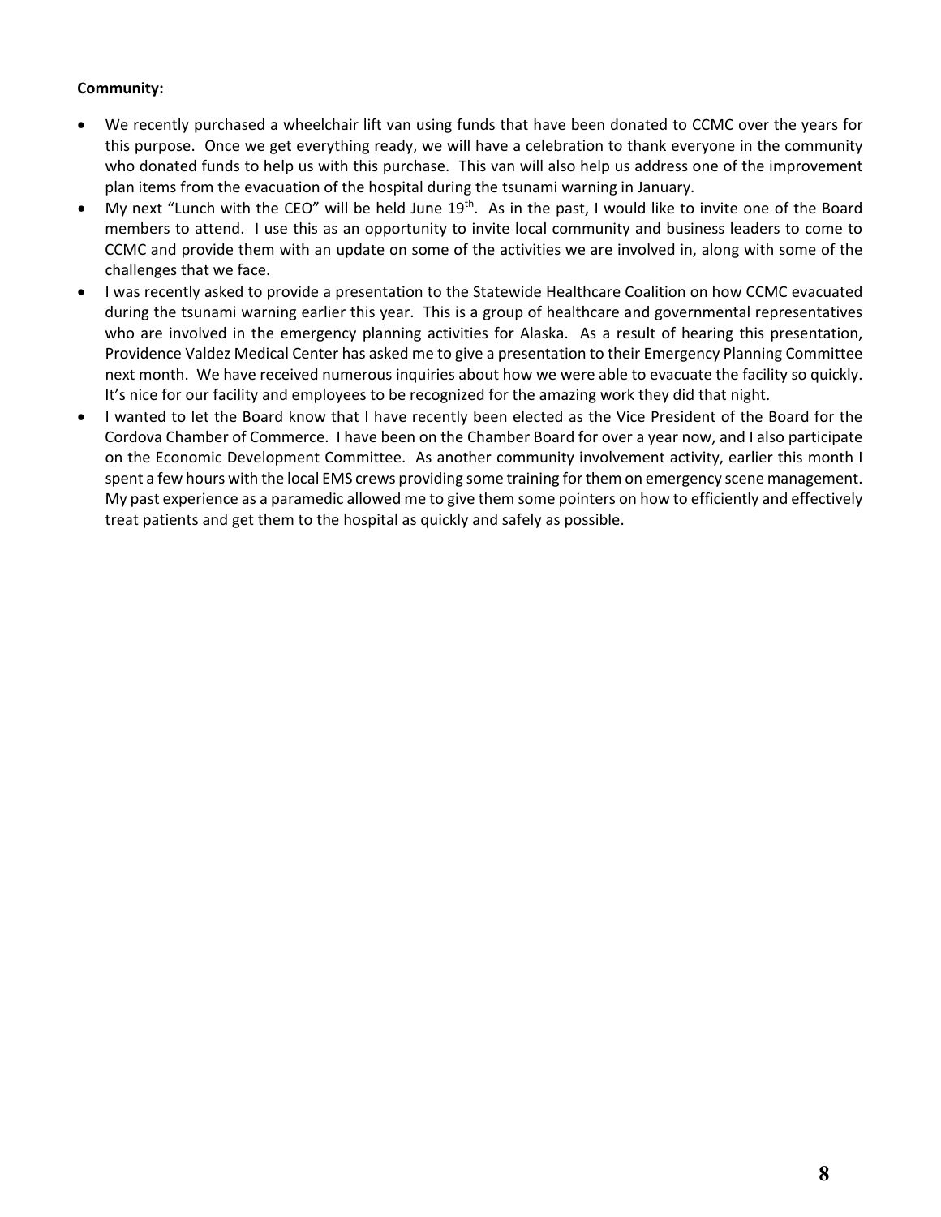**Community:**

- We recently purchased a wheelchair lift van using funds that have been donated to CCMC over the years for this purpose. Once we get everything ready, we will have a celebration to thank everyone in the community who donated funds to help us with this purchase. This van will also help us address one of the improvement plan items from the evacuation of the hospital during the tsunami warning in January.
- My next "Lunch with the CEO" will be held June 19th. As in the past, I would like to invite one of the Board members to attend. I use this as an opportunity to invite local community and business leaders to come to CCMC and provide them with an update on some of the activities we are involved in, along with some of the challenges that we face.
- I was recently asked to provide a presentation to the Statewide Healthcare Coalition on how CCMC evacuated during the tsunami warning earlier this year. This is a group of healthcare and governmental representatives who are involved in the emergency planning activities for Alaska. As a result of hearing this presentation, Providence Valdez Medical Center has asked me to give a presentation to their Emergency Planning Committee next month. We have received numerous inquiries about how we were able to evacuate the facility so quickly. It's nice for our facility and employees to be recognized for the amazing work they did that night.
- I wanted to let the Board know that I have recently been elected as the Vice President of the Board for the Cordova Chamber of Commerce. I have been on the Chamber Board for over a year now, and I also participate on the Economic Development Committee. As another community involvement activity, earlier this month I spent a few hours with the local EMS crews providing some training for them on emergency scene management. My past experience as a paramedic allowed me to give them some pointers on how to efficiently and effectively treat patients and get them to the hospital as quickly and safely as possible.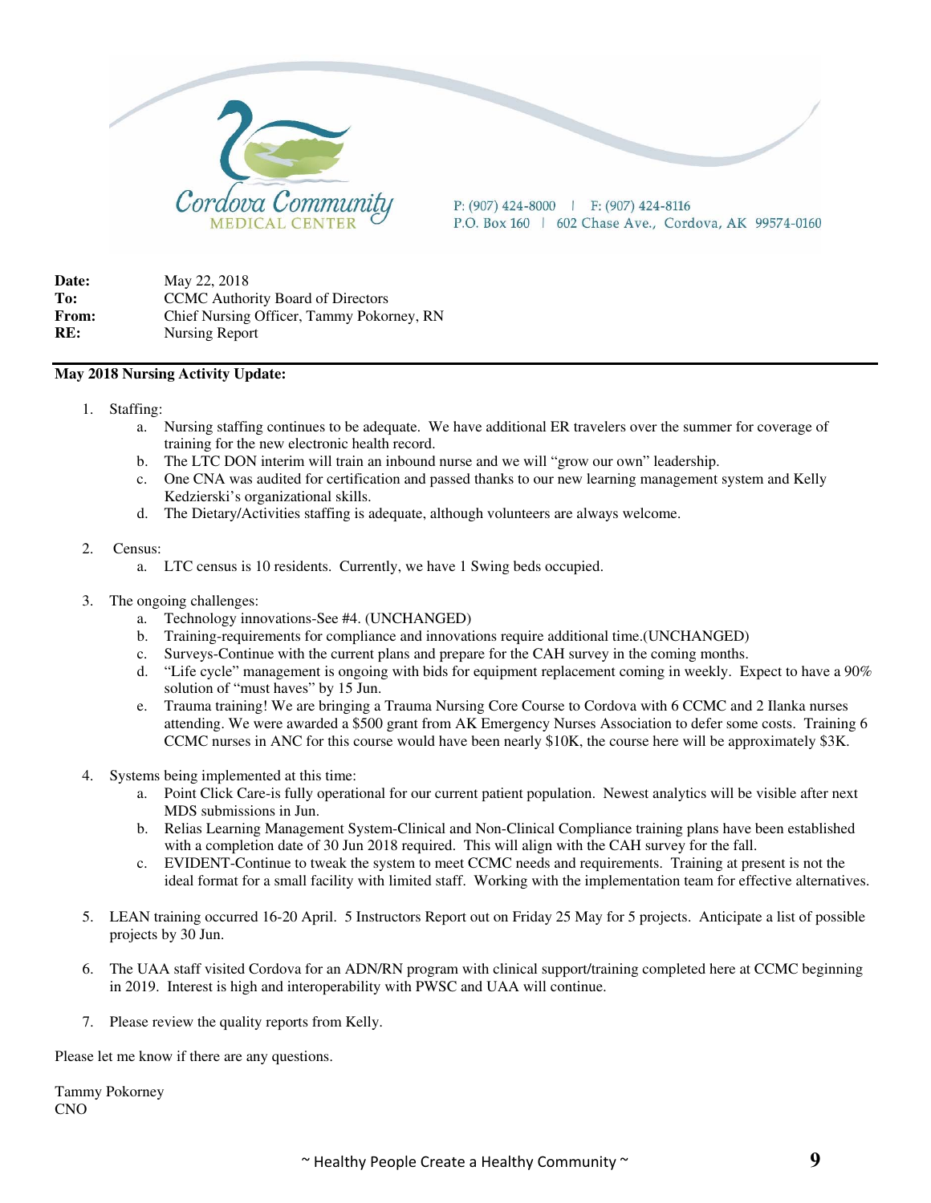Cordova Community MEDICAL CENTER

P: (907) 424-8000 | F: (907) 424-8116
P.O. Box 160 | 602 Chase Ave., Cordova, AK 99574-0160

**Date:** May 22, 2018
**To:** CCMC Authority Board of Directors
**From:** Chief Nursing Officer, Tammy Pokorney, RN
**RE:** Nursing Report

---

**May 2018 Nursing Activity Update:**

1. Staffing:
   a. Nursing staffing continues to be adequate. We have additional ER travelers over the summer for coverage of training for the new electronic health record.
   b. The LTC DON interim will train an inbound nurse and we will "grow our own" leadership.
   c. One CNA was audited for certification and passed thanks to our new learning management system and Kelly Kedzierski's organizational skills.
   d. The Dietary/Activities staffing is adequate, although volunteers are always welcome.

2. Census:
   a. LTC census is 10 residents. Currently, we have 1 Swing beds occupied.

3. The ongoing challenges:
   a. Technology innovations-See #4. (UNCHANGED)
   b. Training-requirements for compliance and innovations require additional time.(UNCHANGED)
   c. Surveys-Continue with the current plans and prepare for the CAH survey in the coming months.
   d. "Life cycle" management is ongoing with bids for equipment replacement coming in weekly. Expect to have a 90% solution of "must haves" by 15 Jun.
   e. Trauma training! We are bringing a Trauma Nursing Core Course to Cordova with 6 CCMC and 2 Ilanka nurses attending. We were awarded a $500 grant from AK Emergency Nurses Association to defer some costs. Training 6 CCMC nurses in ANC for this course would have been nearly $10K, the course here will be approximately $3K.

4. Systems being implemented at this time:
   a. Point Click Care-is fully operational for our current patient population. Newest analytics will be visible after next MDS submissions in Jun.
   b. Relias Learning Management System-Clinical and Non-Clinical Compliance training plans have been established with a completion date of 30 Jun 2018 required. This will align with the CAH survey for the fall.
   c. EVIDENT-Continue to tweak the system to meet CCMC needs and requirements. Training at present is not the ideal format for a small facility with limited staff. Working with the implementation team for effective alternatives.

5. LEAN training occurred 16-20 April. 5 Instructors Report out on Friday 25 May for 5 projects. Anticipate a list of possible projects by 30 Jun.

6. The UAA staff visited Cordova for an ADN/RN program with clinical support/training completed here at CCMC beginning in 2019. Interest is high and interoperability with PWSC and UAA will continue.

7. Please review the quality reports from Kelly.

Please let me know if there are any questions.

Tammy Pokorney
CNO

~ Healthy People Create a Healthy Community ~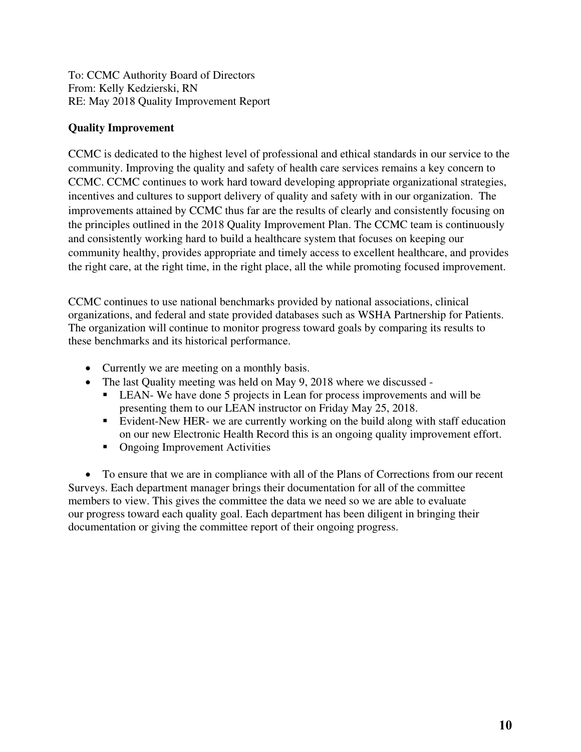To: CCMC Authority Board of Directors
From: Kelly Kedzierski, RN
RE: May 2018 Quality Improvement Report

**Quality Improvement**

CCMC is dedicated to the highest level of professional and ethical standards in our service to the community. Improving the quality and safety of health care services remains a key concern to CCMC. CCMC continues to work hard toward developing appropriate organizational strategies, incentives and cultures to support delivery of quality and safety with in our organization. The improvements attained by CCMC thus far are the results of clearly and consistently focusing on the principles outlined in the 2018 Quality Improvement Plan. The CCMC team is continuously and consistently working hard to build a healthcare system that focuses on keeping our community healthy, provides appropriate and timely access to excellent healthcare, and provides the right care, at the right time, in the right place, all the while promoting focused improvement.

CCMC continues to use national benchmarks provided by national associations, clinical organizations, and federal and state provided databases such as WSHA Partnership for Patients. The organization will continue to monitor progress toward goals by comparing its results to these benchmarks and its historical performance.

- Currently we are meeting on a monthly basis.
- The last Quality meeting was held on May 9, 2018 where we discussed -
  - LEAN- We have done 5 projects in Lean for process improvements and will be presenting them to our LEAN instructor on Friday May 25, 2018.
  - Evident-New HER- we are currently working on the build along with staff education on our new Electronic Health Record this is an ongoing quality improvement effort.
  - Ongoing Improvement Activities

- To ensure that we are in compliance with all of the Plans of Corrections from our recent Surveys. Each department manager brings their documentation for all of the committee members to view. This gives the committee the data we need so we are able to evaluate our progress toward each quality goal. Each department has been diligent in bringing their documentation or giving the committee report of their ongoing progress.